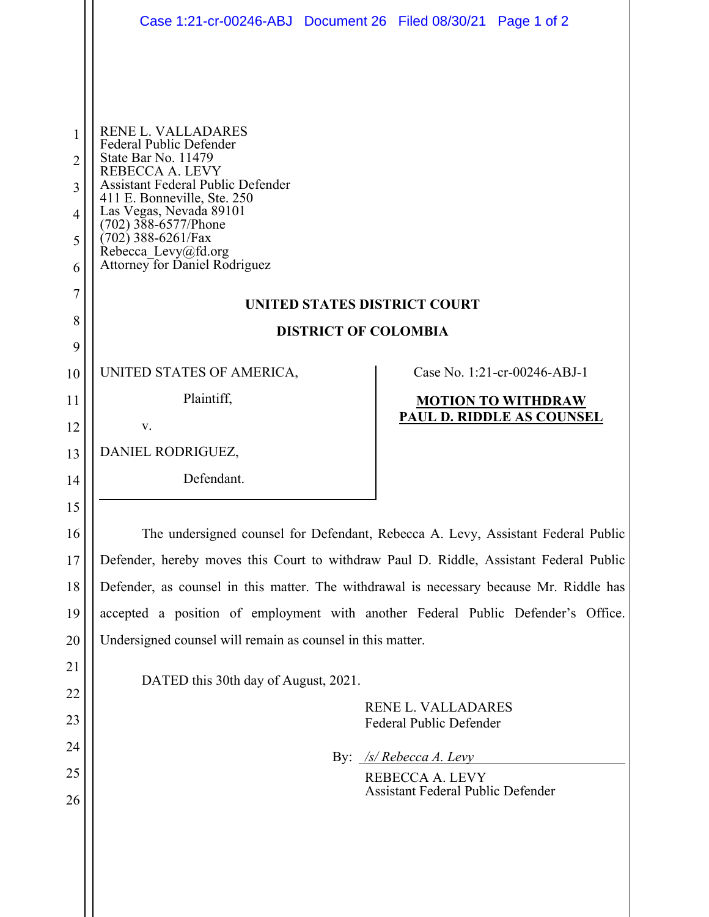RENE L. VALLADARES
Federal Public Defender
State Bar No. 11479
REBECCA A. LEVY
Assistant Federal Public Defender
411 E. Bonneville, Ste. 250
Las Vegas, Nevada 89101
(702) 388-6577/Phone
(702) 388-6261/Fax
Rebecca_Levy@fd.org
Attorney for Daniel Rodriguez

**UNITED STATES DISTRICT COURT**

**DISTRICT OF COLOMBIA**

| | |
|---|---|
| UNITED STATES OF AMERICA,<br><br>Plaintiff,<br><br>v.<br><br>DANIEL RODRIGUEZ,<br><br>Defendant. | Case No. 1:21-cr-00246-ABJ-1<br><br>**MOTION TO WITHDRAW PAUL D. RIDDLE AS COUNSEL** |

The undersigned counsel for Defendant, Rebecca A. Levy, Assistant Federal Public Defender, hereby moves this Court to withdraw Paul D. Riddle, Assistant Federal Public Defender, as counsel in this matter. The withdrawal is necessary because Mr. Riddle has accepted a position of employment with another Federal Public Defender's Office. Undersigned counsel will remain as counsel in this matter.

DATED this 30th day of August, 2021.

RENE L. VALLADARES
Federal Public Defender

By: */s/ Rebecca A. Levy*
REBECCA A. LEVY
Assistant Federal Public Defender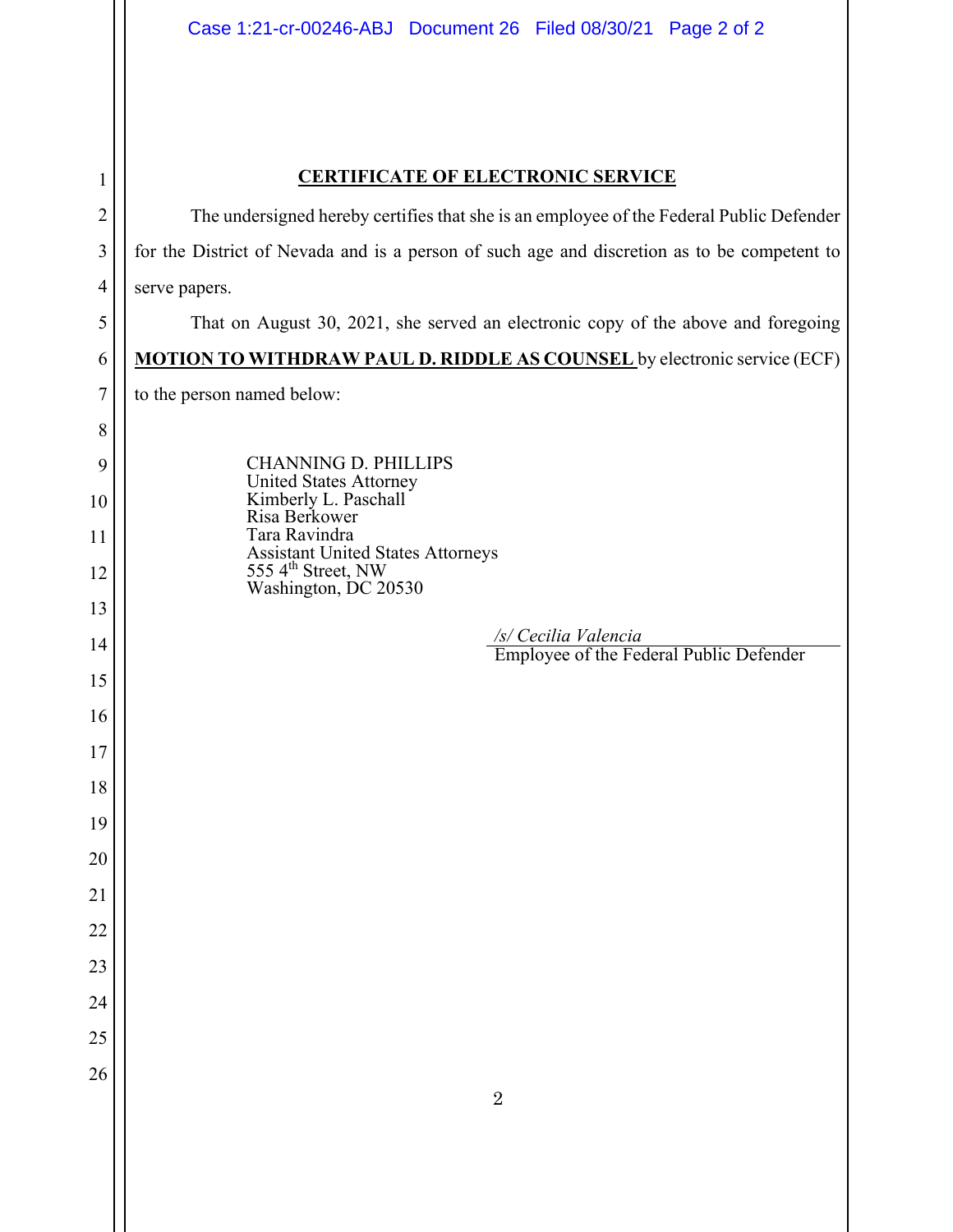## CERTIFICATE OF ELECTRONIC SERVICE

The undersigned hereby certifies that she is an employee of the Federal Public Defender for the District of Nevada and is a person of such age and discretion as to be competent to serve papers.

That on August 30, 2021, she served an electronic copy of the above and foregoing **MOTION TO WITHDRAW PAUL D. RIDDLE AS COUNSEL** by electronic service (ECF) to the person named below:

CHANNING D. PHILLIPS
United States Attorney
Kimberly L. Paschall
Risa Berkower
Tara Ravindra
Assistant United States Attorneys
555 4th Street, NW
Washington, DC 20530

*/s/ Cecilia Valencia*
Employee of the Federal Public Defender